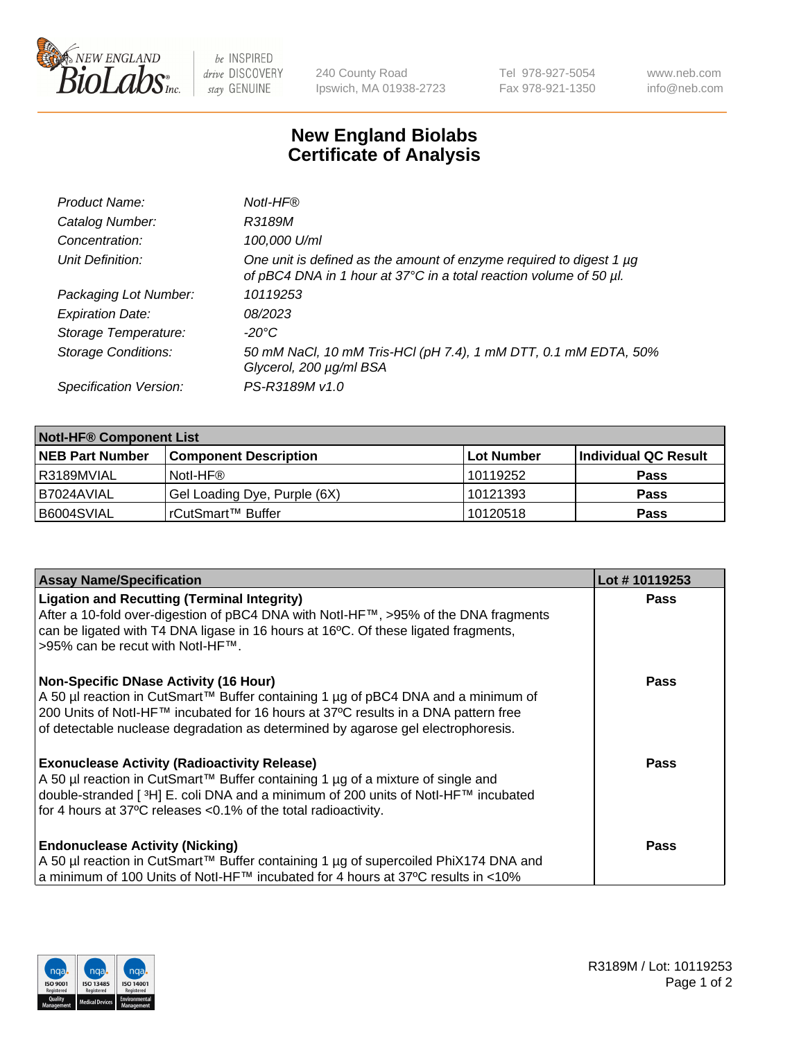New England BioLabs Inc. — be INSPIRED drive DISCOVERY stay GENUINE

240 County Road
Ipswich, MA 01938-2723

Tel 978-927-5054
Fax 978-921-1350

www.neb.com
info@neb.com

# New England Biolabs
# Certificate of Analysis

| | |
|---|---|
| *Product Name:* | *NotI-HF®* |
| *Catalog Number:* | *R3189M* |
| *Concentration:* | *100,000 U/ml* |
| *Unit Definition:* | *One unit is defined as the amount of enzyme required to digest 1 µg of pBC4 DNA in 1 hour at 37°C in a total reaction volume of 50 µl.* |
| *Packaging Lot Number:* | *10119253* |
| *Expiration Date:* | *08/2023* |
| *Storage Temperature:* | *-20°C* |
| *Storage Conditions:* | *50 mM NaCl, 10 mM Tris-HCl (pH 7.4), 1 mM DTT, 0.1 mM EDTA, 50% Glycerol, 200 µg/ml BSA* |
| *Specification Version:* | *PS-R3189M v1.0* |

| **NotI-HF® Component List** | | | |
|---|---|---|---|
| **NEB Part Number** | **Component Description** | **Lot Number** | **Individual QC Result** |
| R3189MVIAL | NotI-HF® | 10119252 | **Pass** |
| B7024AVIAL | Gel Loading Dye, Purple (6X) | 10121393 | **Pass** |
| B6004SVIAL | rCutSmart™ Buffer | 10120518 | **Pass** |

| **Assay Name/Specification** | **Lot # 10119253** |
|---|---|
| **Ligation and Recutting (Terminal Integrity)** After a 10-fold over-digestion of pBC4 DNA with NotI-HF™, >95% of the DNA fragments can be ligated with T4 DNA ligase in 16 hours at 16ºC. Of these ligated fragments, >95% can be recut with NotI-HF™. | **Pass** |
| **Non-Specific DNase Activity (16 Hour)** A 50 µl reaction in CutSmart™ Buffer containing 1 µg of pBC4 DNA and a minimum of 200 Units of NotI-HF™ incubated for 16 hours at 37ºC results in a DNA pattern free of detectable nuclease degradation as determined by agarose gel electrophoresis. | **Pass** |
| **Exonuclease Activity (Radioactivity Release)** A 50 µl reaction in CutSmart™ Buffer containing 1 µg of a mixture of single and double-stranded [ $^3$H] E. coli DNA and a minimum of 200 units of NotI-HF™ incubated for 4 hours at 37ºC releases <0.1% of the total radioactivity. | **Pass** |
| **Endonuclease Activity (Nicking)** A 50 µl reaction in CutSmart™ Buffer containing 1 µg of supercoiled PhiX174 DNA and a minimum of 100 Units of NotI-HF™ incubated for 4 hours at 37ºC results in <10% | **Pass** |

R3189M / Lot: 10119253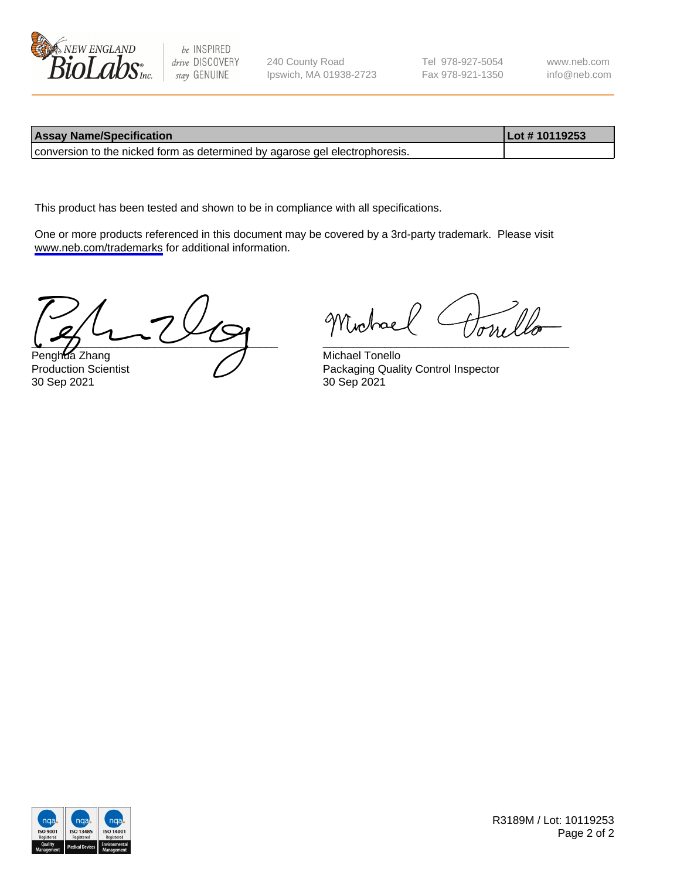| Assay Name/Specification | Lot # 10119253 |
|---|---|
| conversion to the nicked form as determined by agarose gel electrophoresis. | |

This product has been tested and shown to be in compliance with all specifications.

One or more products referenced in this document may be covered by a 3rd-party trademark. Please visit www.neb.com/trademarks for additional information.

Penghua Zhang
Production Scientist
30 Sep 2021

Michael Tonello
Packaging Quality Control Inspector
30 Sep 2021

R3189M / Lot: 10119253